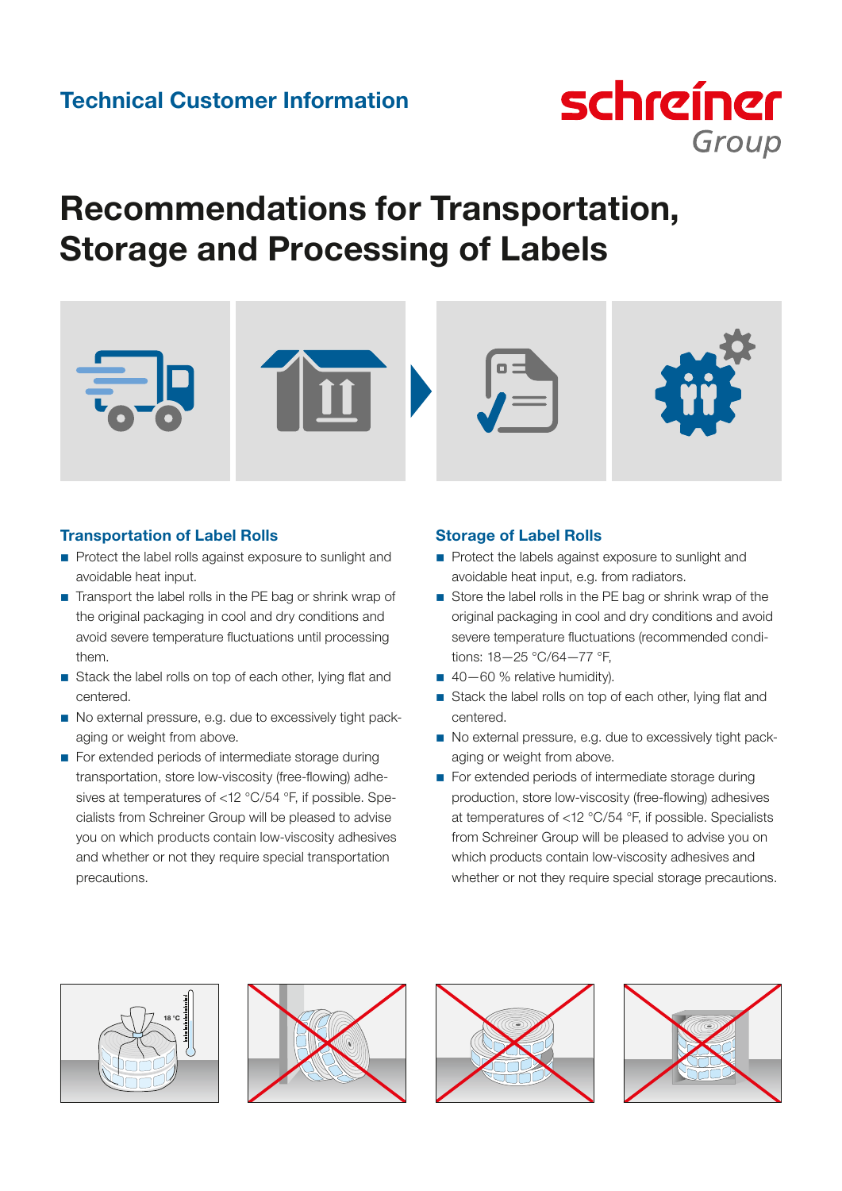Technical Customer Information

# Recommendations for Transportation, Storage and Processing of Labels

## Transportation of Label Rolls

- Protect the label rolls against exposure to sunlight and avoidable heat input.
- Transport the label rolls in the PE bag or shrink wrap of the original packaging in cool and dry conditions and avoid severe temperature fluctuations until processing them.
- Stack the label rolls on top of each other, lying flat and centered.
- No external pressure, e.g. due to excessively tight packaging or weight from above.
- For extended periods of intermediate storage during transportation, store low-viscosity (free-flowing) adhesives at temperatures of <12 °C/54 °F, if possible. Specialists from Schreiner Group will be pleased to advise you on which products contain low-viscosity adhesives and whether or not they require special transportation precautions.

## Storage of Label Rolls

- Protect the labels against exposure to sunlight and avoidable heat input, e.g. from radiators.
- Store the label rolls in the PE bag or shrink wrap of the original packaging in cool and dry conditions and avoid severe temperature fluctuations (recommended conditions: 18—25 °C/64—77 °F,
- 40—60 % relative humidity).
- Stack the label rolls on top of each other, lying flat and centered.
- No external pressure, e.g. due to excessively tight packaging or weight from above.
- For extended periods of intermediate storage during production, store low-viscosity (free-flowing) adhesives at temperatures of <12 °C/54 °F, if possible. Specialists from Schreiner Group will be pleased to advise you on which products contain low-viscosity adhesives and whether or not they require special storage precautions.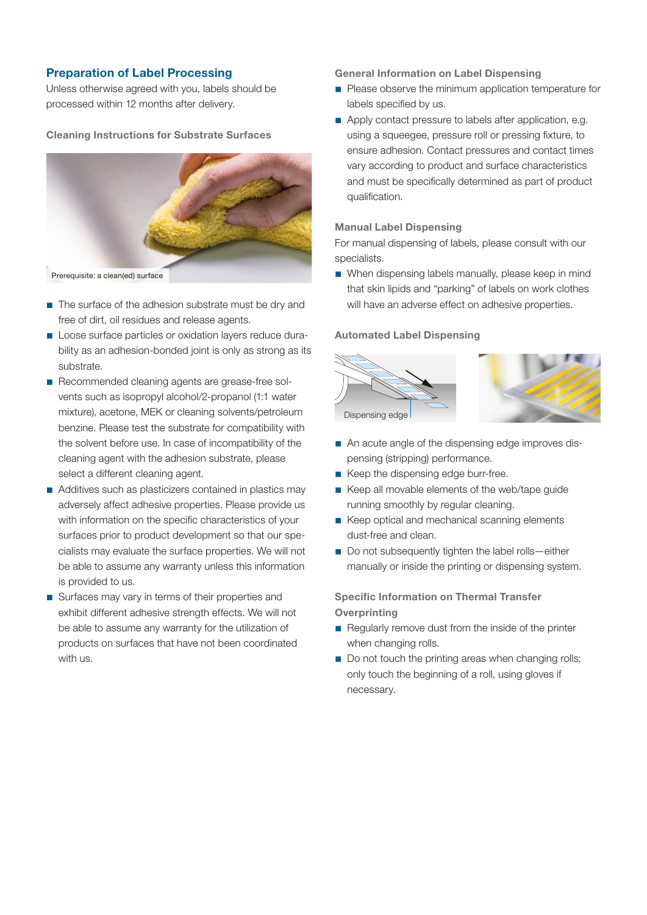## Preparation of Label Processing

Unless otherwise agreed with you, labels should be processed within 12 months after delivery.

### Cleaning Instructions for Substrate Surfaces

Prerequisite: a clean(ed) surface

- The surface of the adhesion substrate must be dry and free of dirt, oil residues and release agents.
- Loose surface particles or oxidation layers reduce durability as an adhesion-bonded joint is only as strong as its substrate.
- Recommended cleaning agents are grease-free solvents such as isopropyl alcohol/2-propanol (1:1 water mixture), acetone, MEK or cleaning solvents/petroleum benzine. Please test the substrate for compatibility with the solvent before use. In case of incompatibility of the cleaning agent with the adhesion substrate, please select a different cleaning agent.
- Additives such as plasticizers contained in plastics may adversely affect adhesive properties. Please provide us with information on the specific characteristics of your surfaces prior to product development so that our specialists may evaluate the surface properties. We will not be able to assume any warranty unless this information is provided to us.
- Surfaces may vary in terms of their properties and exhibit different adhesive strength effects. We will not be able to assume any warranty for the utilization of products on surfaces that have not been coordinated with us.

### General Information on Label Dispensing

- Please observe the minimum application temperature for labels specified by us.
- Apply contact pressure to labels after application, e.g. using a squeegee, pressure roll or pressing fixture, to ensure adhesion. Contact pressures and contact times vary according to product and surface characteristics and must be specifically determined as part of product qualification.

### Manual Label Dispensing

For manual dispensing of labels, please consult with our specialists.

- When dispensing labels manually, please keep in mind that skin lipids and "parking" of labels on work clothes will have an adverse effect on adhesive properties.

### Automated Label Dispensing

Dispensing edge

- An acute angle of the dispensing edge improves dispensing (stripping) performance.
- Keep the dispensing edge burr-free.
- Keep all movable elements of the web/tape guide running smoothly by regular cleaning.
- Keep optical and mechanical scanning elements dust-free and clean.
- Do not subsequently tighten the label rolls—either manually or inside the printing or dispensing system.

### Specific Information on Thermal Transfer Overprinting

- Regularly remove dust from the inside of the printer when changing rolls.
- Do not touch the printing areas when changing rolls; only touch the beginning of a roll, using gloves if necessary.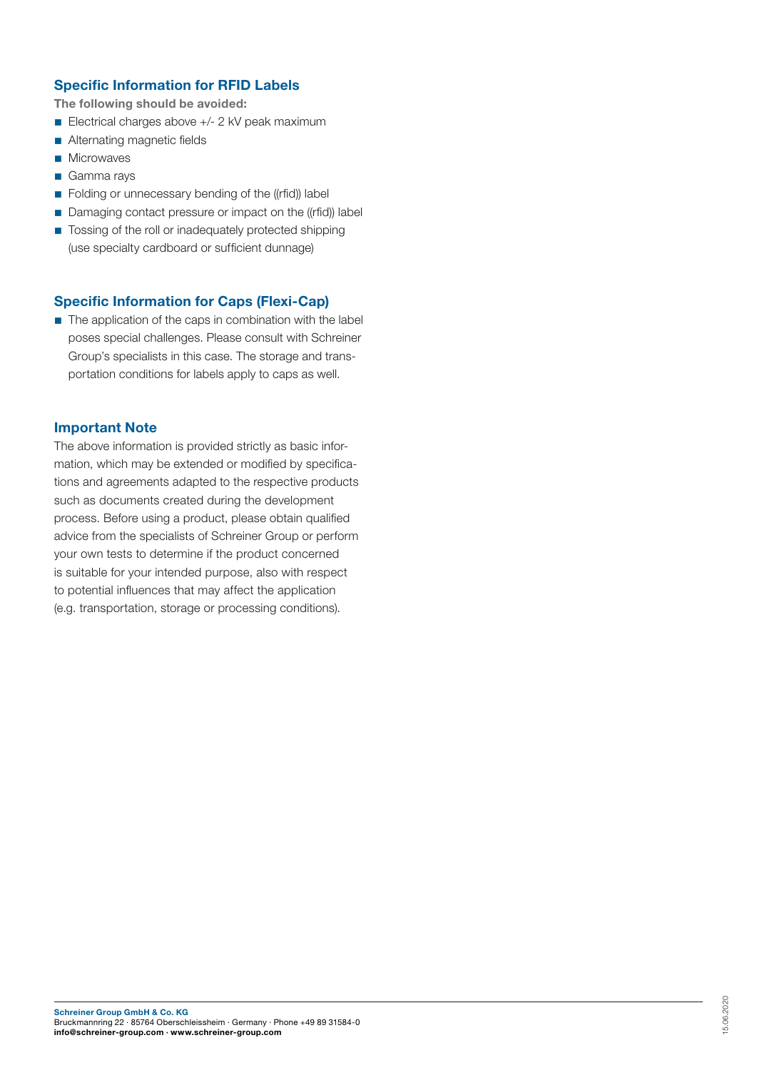## Specific Information for RFID Labels

**The following should be avoided:**

- Electrical charges above +/- 2 kV peak maximum
- Alternating magnetic fields
- Microwaves
- Gamma rays
- Folding or unnecessary bending of the ((rfid)) label
- Damaging contact pressure or impact on the ((rfid)) label
- Tossing of the roll or inadequately protected shipping (use specialty cardboard or sufficient dunnage)

## Specific Information for Caps (Flexi-Cap)

- The application of the caps in combination with the label poses special challenges. Please consult with Schreiner Group's specialists in this case. The storage and transportation conditions for labels apply to caps as well.

## Important Note

The above information is provided strictly as basic information, which may be extended or modified by specifications and agreements adapted to the respective products such as documents created during the development process. Before using a product, please obtain qualified advice from the specialists of Schreiner Group or perform your own tests to determine if the product concerned is suitable for your intended purpose, also with respect to potential influences that may affect the application (e.g. transportation, storage or processing conditions).

**Schreiner Group GmbH & Co. KG**
Bruckmannring 22 · 85764 Oberschleissheim · Germany · Phone +49 89 31584-0
**info@schreiner-group.com · www.schreiner-group.com**

15.06.2020